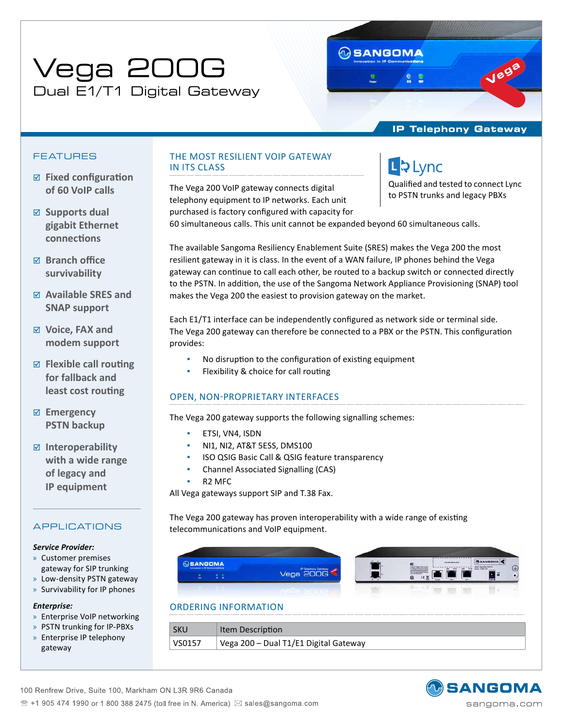# Vega 200G

## Dual E1/T1 Digital Gateway

IP Telephony Gateway

## FEATURES

- ☑ Fixed configuration of 60 VoIP calls
- ☑ Supports dual gigabit Ethernet connections
- ☑ Branch office survivability
- ☑ Available SRES and SNAP support
- ☑ Voice, FAX and modem support
- ☑ Flexible call routing for fallback and least cost routing
- ☑ Emergency PSTN backup
- ☑ Interoperability with a wide range of legacy and IP equipment

## APPLICATIONS

***Service Provider:***

- » Customer premises gateway for SIP trunking
- » Low-density PSTN gateway
- » Survivability for IP phones

***Enterprise:***

- » Enterprise VoIP networking
- » PSTN trunking for IP-PBXs
- » Enterprise IP telephony gateway

## THE MOST RESILIENT VOIP GATEWAY IN ITS CLASS

Lync

Qualified and tested to connect Lync to PSTN trunks and legacy PBXs

The Vega 200 VoIP gateway connects digital telephony equipment to IP networks. Each unit purchased is factory configured with capacity for 60 simultaneous calls. This unit cannot be expanded beyond 60 simultaneous calls.

The available Sangoma Resiliency Enablement Suite (SRES) makes the Vega 200 the most resilient gateway in it is class. In the event of a WAN failure, IP phones behind the Vega gateway can continue to call each other, be routed to a backup switch or connected directly to the PSTN. In addition, the use of the Sangoma Network Appliance Provisioning (SNAP) tool makes the Vega 200 the easiest to provision gateway on the market.

Each E1/T1 interface can be independently configured as network side or terminal side. The Vega 200 gateway can therefore be connected to a PBX or the PSTN. This configuration provides:

- No disruption to the configuration of existing equipment
- Flexibility & choice for call routing

## OPEN, NON-PROPRIETARY INTERFACES

The Vega 200 gateway supports the following signalling schemes:

- ETSI, VN4, ISDN
- NI1, NI2, AT&T 5ESS, DMS100
- ISO QSIG Basic Call & QSIG feature transparency
- Channel Associated Signalling (CAS)
- R2 MFC

All Vega gateways support SIP and T.38 Fax.

The Vega 200 gateway has proven interoperability with a wide range of existing telecommunications and VoIP equipment.

## ORDERING INFORMATION

| SKU | Item Description |
|---|---|
| VS0157 | Vega 200 – Dual T1/E1 Digital Gateway |

100 Renfrew Drive, Suite 100, Markham ON L3R 9R6 Canada
☎ +1 905 474 1990 or 1 800 388 2475 (toll free in N. America) ✉ sales@sangoma.com

SANGOMA
sangoma.com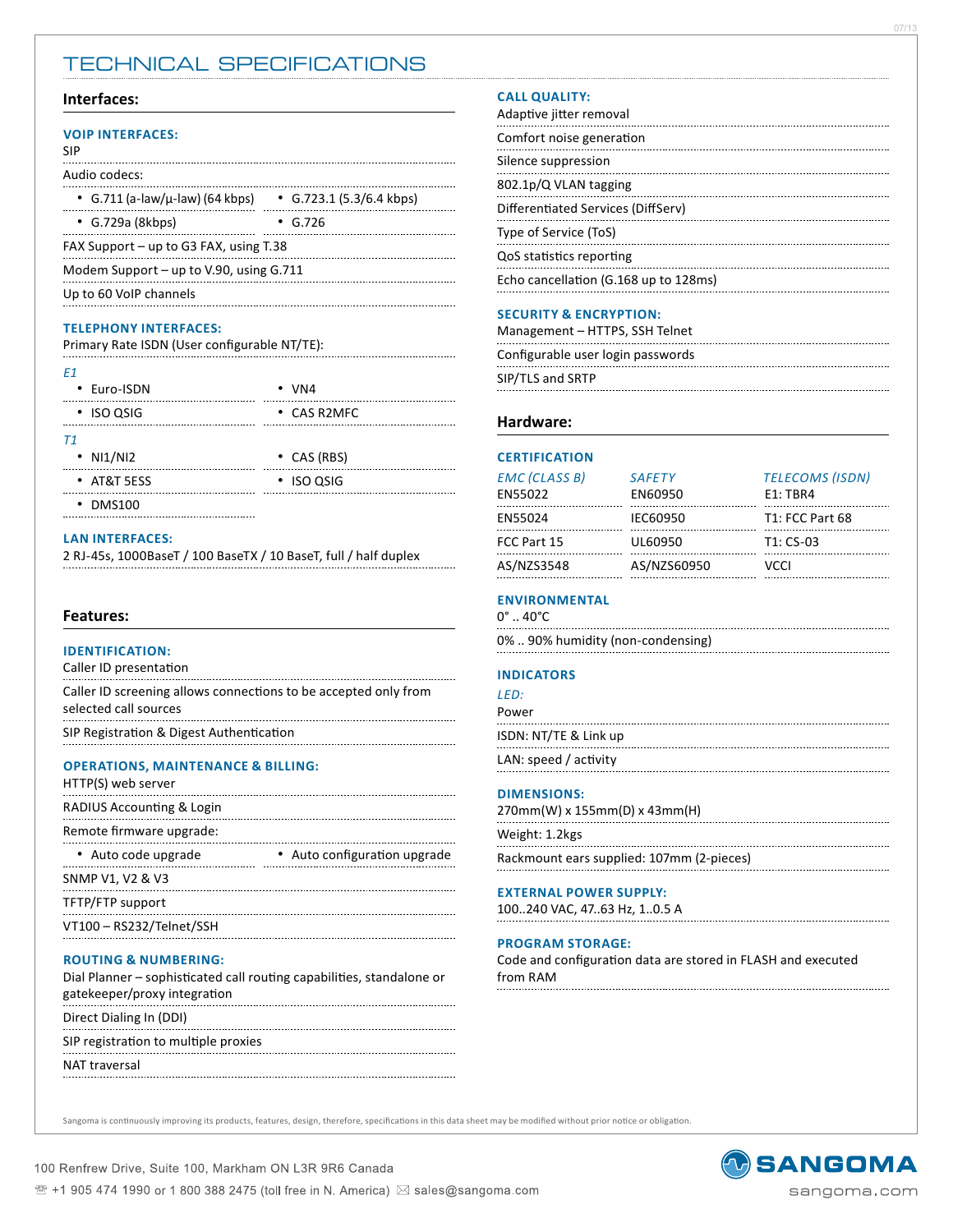# TECHNICAL SPECIFICATIONS

## Interfaces:

### VOIP INTERFACES:

SIP

Audio codecs:

- G.711 (a-law/μ-law) (64 kbps)
- G.723.1 (5.3/6.4 kbps)
- G.729a (8kbps)
- G.726

FAX Support – up to G3 FAX, using T.38

Modem Support – up to V.90, using G.711

Up to 60 VoIP channels

### TELEPHONY INTERFACES:

Primary Rate ISDN (User configurable NT/TE):

*E1*

- Euro-ISDN
- VN4
- ISO QSIG
- CAS R2MFC

*T1*

- NI1/NI2
- CAS (RBS)
- AT&T 5ESS
- ISO QSIG
- DMS100

### LAN INTERFACES:

2 RJ-45s, 1000BaseT / 100 BaseTX / 10 BaseT, full / half duplex

## Features:

### IDENTIFICATION:

Caller ID presentation

Caller ID screening allows connections to be accepted only from selected call sources

SIP Registration & Digest Authentication

### OPERATIONS, MAINTENANCE & BILLING:

HTTP(S) web server

RADIUS Accounting & Login

Remote firmware upgrade:

- Auto code upgrade
- Auto configuration upgrade

SNMP V1, V2 & V3

TFTP/FTP support

VT100 – RS232/Telnet/SSH

### ROUTING & NUMBERING:

Dial Planner – sophisticated call routing capabilities, standalone or gatekeeper/proxy integration

Direct Dialing In (DDI)

SIP registration to multiple proxies

NAT traversal

### CALL QUALITY:

Adaptive jitter removal

Comfort noise generation

Silence suppression

802.1p/Q VLAN tagging

Differentiated Services (DiffServ)

Type of Service (ToS)

QoS statistics reporting

Echo cancellation (G.168 up to 128ms)

### SECURITY & ENCRYPTION:

Management – HTTPS, SSH Telnet

Configurable user login passwords

SIP/TLS and SRTP

## Hardware:

### CERTIFICATION

| *EMC (CLASS B)* | *SAFETY* | *TELECOMS (ISDN)* |
|---|---|---|
| EN55022 | EN60950 | E1: TBR4 |
| EN55024 | IEC60950 | T1: FCC Part 68 |
| FCC Part 15 | UL60950 | T1: CS-03 |
| AS/NZS3548 | AS/NZS60950 | VCCI |

### ENVIRONMENTAL

0° .. 40°C

0% .. 90% humidity (non-condensing)

### INDICATORS

*LED:*

Power

ISDN: NT/TE & Link up

LAN: speed / activity

### DIMENSIONS:

270mm(W) x 155mm(D) x 43mm(H)

Weight: 1.2kgs

Rackmount ears supplied: 107mm (2-pieces)

### EXTERNAL POWER SUPPLY:

100..240 VAC, 47..63 Hz, 1..0.5 A

### PROGRAM STORAGE:

Code and configuration data are stored in FLASH and executed from RAM

Sangoma is continuously improving its products, features, design, therefore, specifications in this data sheet may be modified without prior notice or obligation.

100 Renfrew Drive, Suite 100, Markham ON L3R 9R6 Canada

+1 905 474 1990 or 1 800 388 2475 (toll free in N. America) sales@sangoma.com

SANGOMA

sangoma.com